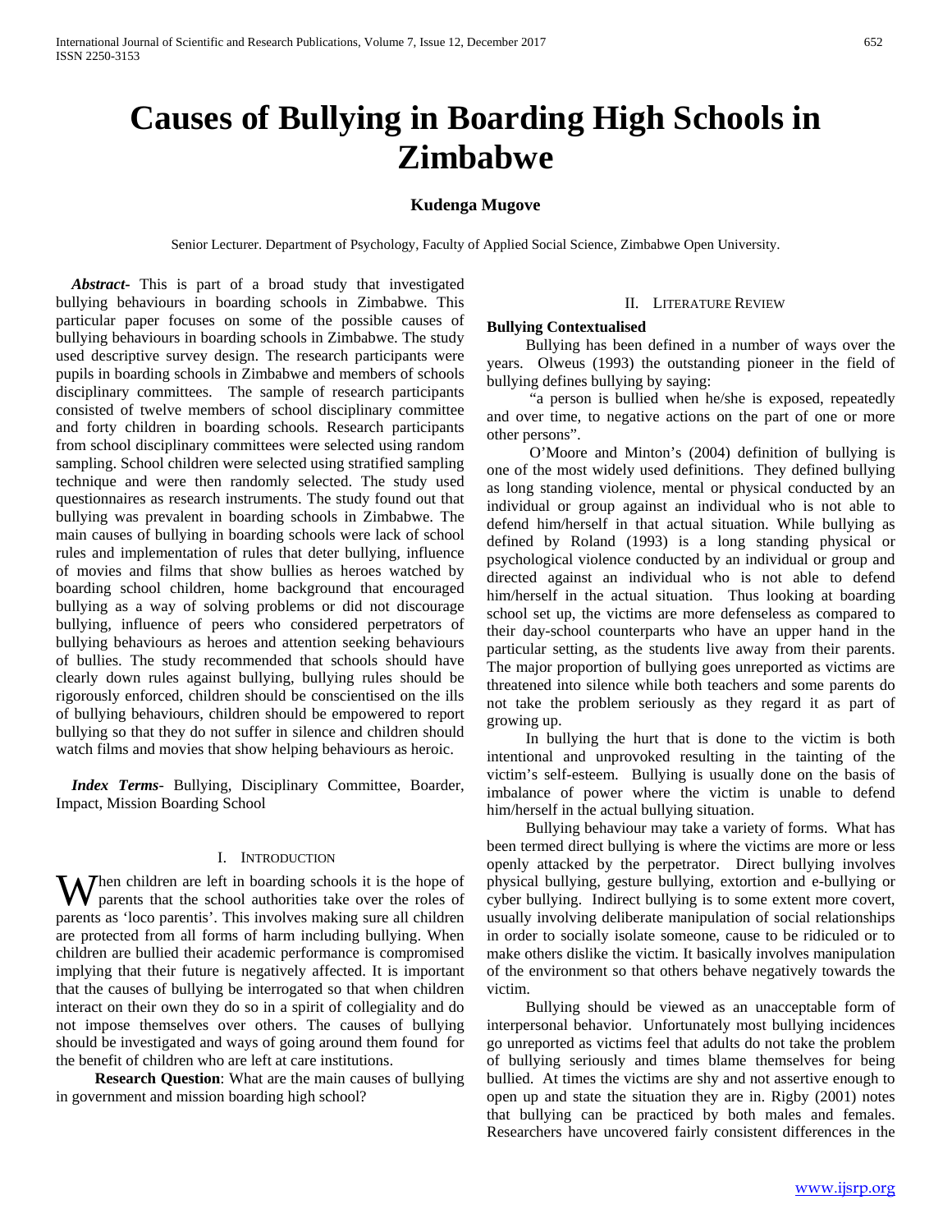# Causes of Bullying in Boarding High Schools in Zimbabwe

**Kudenga Mugove**

Senior Lecturer. Department of Psychology, Faculty of Applied Social Science, Zimbabwe Open University.

***Abstract***- This is part of a broad study that investigated bullying behaviours in boarding schools in Zimbabwe. This particular paper focuses on some of the possible causes of bullying behaviours in boarding schools in Zimbabwe. The study used descriptive survey design. The research participants were pupils in boarding schools in Zimbabwe and members of schools disciplinary committees. The sample of research participants consisted of twelve members of school disciplinary committee and forty children in boarding schools. Research participants from school disciplinary committees were selected using random sampling. School children were selected using stratified sampling technique and were then randomly selected. The study used questionnaires as research instruments. The study found out that bullying was prevalent in boarding schools in Zimbabwe. The main causes of bullying in boarding schools were lack of school rules and implementation of rules that deter bullying, influence of movies and films that show bullies as heroes watched by boarding school children, home background that encouraged bullying as a way of solving problems or did not discourage bullying, influence of peers who considered perpetrators of bullying behaviours as heroes and attention seeking behaviours of bullies. The study recommended that schools should have clearly down rules against bullying, bullying rules should be rigorously enforced, children should be conscientised on the ills of bullying behaviours, children should be empowered to report bullying so that they do not suffer in silence and children should watch films and movies that show helping behaviours as heroic.

***Index Terms***- Bullying, Disciplinary Committee, Boarder, Impact, Mission Boarding School

## I. Introduction

When children are left in boarding schools it is the hope of parents that the school authorities take over the roles of parents as 'loco parentis'. This involves making sure all children are protected from all forms of harm including bullying. When children are bullied their academic performance is compromised implying that their future is negatively affected. It is important that the causes of bullying be interrogated so that when children interact on their own they do so in a spirit of collegiality and do not impose themselves over others. The causes of bullying should be investigated and ways of going around them found for the benefit of children who are left at care institutions.

**Research Question**: What are the main causes of bullying in government and mission boarding high school?

## II. Literature Review

**Bullying Contextualised**

Bullying has been defined in a number of ways over the years. Olweus (1993) the outstanding pioneer in the field of bullying defines bullying by saying:

"a person is bullied when he/she is exposed, repeatedly and over time, to negative actions on the part of one or more other persons".

O'Moore and Minton's (2004) definition of bullying is one of the most widely used definitions. They defined bullying as long standing violence, mental or physical conducted by an individual or group against an individual who is not able to defend him/herself in that actual situation. While bullying as defined by Roland (1993) is a long standing physical or psychological violence conducted by an individual or group and directed against an individual who is not able to defend him/herself in the actual situation. Thus looking at boarding school set up, the victims are more defenseless as compared to their day-school counterparts who have an upper hand in the particular setting, as the students live away from their parents. The major proportion of bullying goes unreported as victims are threatened into silence while both teachers and some parents do not take the problem seriously as they regard it as part of growing up.

In bullying the hurt that is done to the victim is both intentional and unprovoked resulting in the tainting of the victim's self-esteem. Bullying is usually done on the basis of imbalance of power where the victim is unable to defend him/herself in the actual bullying situation.

Bullying behaviour may take a variety of forms. What has been termed direct bullying is where the victims are more or less openly attacked by the perpetrator. Direct bullying involves physical bullying, gesture bullying, extortion and e-bullying or cyber bullying. Indirect bullying is to some extent more covert, usually involving deliberate manipulation of social relationships in order to socially isolate someone, cause to be ridiculed or to make others dislike the victim. It basically involves manipulation of the environment so that others behave negatively towards the victim.

Bullying should be viewed as an unacceptable form of interpersonal behavior. Unfortunately most bullying incidences go unreported as victims feel that adults do not take the problem of bullying seriously and times blame themselves for being bullied. At times the victims are shy and not assertive enough to open up and state the situation they are in. Rigby (2001) notes that bullying can be practiced by both males and females. Researchers have uncovered fairly consistent differences in the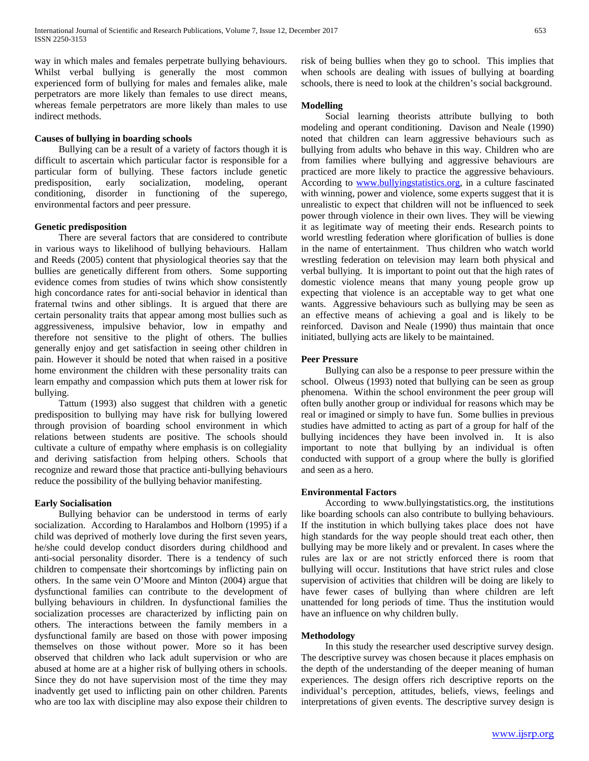way in which males and females perpetrate bullying behaviours. Whilst verbal bullying is generally the most common experienced form of bullying for males and females alike, male perpetrators are more likely than females to use direct means, whereas female perpetrators are more likely than males to use indirect methods.

### Causes of bullying in boarding schools

Bullying can be a result of a variety of factors though it is difficult to ascertain which particular factor is responsible for a particular form of bullying. These factors include genetic predisposition, early socialization, modeling, operant conditioning, disorder in functioning of the superego, environmental factors and peer pressure.

### Genetic predisposition

There are several factors that are considered to contribute in various ways to likelihood of bullying behaviours. Hallam and Reeds (2005) content that physiological theories say that the bullies are genetically different from others. Some supporting evidence comes from studies of twins which show consistently high concordance rates for anti-social behavior in identical than fraternal twins and other siblings. It is argued that there are certain personality traits that appear among most bullies such as aggressiveness, impulsive behavior, low in empathy and therefore not sensitive to the plight of others. The bullies generally enjoy and get satisfaction in seeing other children in pain. However it should be noted that when raised in a positive home environment the children with these personality traits can learn empathy and compassion which puts them at lower risk for bullying.

Tattum (1993) also suggest that children with a genetic predisposition to bullying may have risk for bullying lowered through provision of boarding school environment in which relations between students are positive. The schools should cultivate a culture of empathy where emphasis is on collegiality and deriving satisfaction from helping others. Schools that recognize and reward those that practice anti-bullying behaviours reduce the possibility of the bullying behavior manifesting.

### Early Socialisation

Bullying behavior can be understood in terms of early socialization. According to Haralambos and Holborn (1995) if a child was deprived of motherly love during the first seven years, he/she could develop conduct disorders during childhood and anti-social personality disorder. There is a tendency of such children to compensate their shortcomings by inflicting pain on others. In the same vein O'Moore and Minton (2004) argue that dysfunctional families can contribute to the development of bullying behaviours in children. In dysfunctional families the socialization processes are characterized by inflicting pain on others. The interactions between the family members in a dysfunctional family are based on those with power imposing themselves on those without power. More so it has been observed that children who lack adult supervision or who are abused at home are at a higher risk of bullying others in schools. Since they do not have supervision most of the time they may inadvently get used to inflicting pain on other children. Parents who are too lax with discipline may also expose their children to risk of being bullies when they go to school. This implies that when schools are dealing with issues of bullying at boarding schools, there is need to look at the children's social background.

### Modelling

Social learning theorists attribute bullying to both modeling and operant conditioning. Davison and Neale (1990) noted that children can learn aggressive behaviours such as bullying from adults who behave in this way. Children who are from families where bullying and aggressive behaviours are practiced are more likely to practice the aggressive behaviours. According to www.bullyingstatistics.org, in a culture fascinated with winning, power and violence, some experts suggest that it is unrealistic to expect that children will not be influenced to seek power through violence in their own lives. They will be viewing it as legitimate way of meeting their ends. Research points to world wrestling federation where glorification of bullies is done in the name of entertainment. Thus children who watch world wrestling federation on television may learn both physical and verbal bullying. It is important to point out that the high rates of domestic violence means that many young people grow up expecting that violence is an acceptable way to get what one wants. Aggressive behaviours such as bullying may be seen as an effective means of achieving a goal and is likely to be reinforced. Davison and Neale (1990) thus maintain that once initiated, bullying acts are likely to be maintained.

### Peer Pressure

Bullying can also be a response to peer pressure within the school. Olweus (1993) noted that bullying can be seen as group phenomena. Within the school environment the peer group will often bully another group or individual for reasons which may be real or imagined or simply to have fun. Some bullies in previous studies have admitted to acting as part of a group for half of the bullying incidences they have been involved in. It is also important to note that bullying by an individual is often conducted with support of a group where the bully is glorified and seen as a hero.

### Environmental Factors

According to www.bullyingstatistics.org, the institutions like boarding schools can also contribute to bullying behaviours. If the institution in which bullying takes place does not have high standards for the way people should treat each other, then bullying may be more likely and or prevalent. In cases where the rules are lax or are not strictly enforced there is room that bullying will occur. Institutions that have strict rules and close supervision of activities that children will be doing are likely to have fewer cases of bullying than where children are left unattended for long periods of time. Thus the institution would have an influence on why children bully.

### Methodology

In this study the researcher used descriptive survey design. The descriptive survey was chosen because it places emphasis on the depth of the understanding of the deeper meaning of human experiences. The design offers rich descriptive reports on the individual's perception, attitudes, beliefs, views, feelings and interpretations of given events. The descriptive survey design is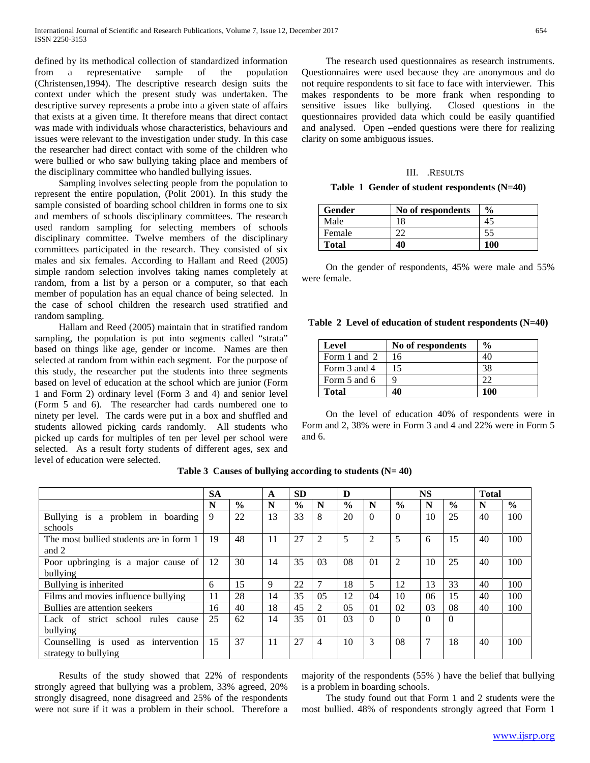defined by its methodical collection of standardized information from a representative sample of the population (Christensen,1994). The descriptive research design suits the context under which the present study was undertaken. The descriptive survey represents a probe into a given state of affairs that exists at a given time. It therefore means that direct contact was made with individuals whose characteristics, behaviours and issues were relevant to the investigation under study. In this case the researcher had direct contact with some of the children who were bullied or who saw bullying taking place and members of the disciplinary committee who handled bullying issues.

Sampling involves selecting people from the population to represent the entire population, (Polit 2001). In this study the sample consisted of boarding school children in forms one to six and members of schools disciplinary committees. The research used random sampling for selecting members of schools disciplinary committee. Twelve members of the disciplinary committees participated in the research. They consisted of six males and six females. According to Hallam and Reed (2005) simple random selection involves taking names completely at random, from a list by a person or a computer, so that each member of population has an equal chance of being selected. In the case of school children the research used stratified and random sampling.

Hallam and Reed (2005) maintain that in stratified random sampling, the population is put into segments called "strata" based on things like age, gender or income. Names are then selected at random from within each segment. For the purpose of this study, the researcher put the students into three segments based on level of education at the school which are junior (Form 1 and Form 2) ordinary level (Form 3 and 4) and senior level (Form 5 and 6). The researcher had cards numbered one to ninety per level. The cards were put in a box and shuffled and students allowed picking cards randomly. All students who picked up cards for multiples of ten per level per school were selected. As a result forty students of different ages, sex and level of education were selected.

The research used questionnaires as research instruments. Questionnaires were used because they are anonymous and do not require respondents to sit face to face with interviewer. This makes respondents to be more frank when responding to sensitive issues like bullying. Closed questions in the questionnaires provided data which could be easily quantified and analysed. Open –ended questions were there for realizing clarity on some ambiguous issues.

## III. .Results

**Table 1 Gender of student respondents (N=40)**

| Gender | No of respondents | % |
|---|---|---|
| Male | 18 | 45 |
| Female | 22 | 55 |
| **Total** | **40** | **100** |

On the gender of respondents, 45% were male and 55% were female.

**Table 2 Level of education of student respondents (N=40)**

| Level | No of respondents | % |
|---|---|---|
| Form 1 and 2 | 16 | 40 |
| Form 3 and 4 | 15 | 38 |
| Form 5 and 6 | 9 | 22 |
| **Total** | **40** | **100** |

On the level of education 40% of respondents were in Form and 2, 38% were in Form 3 and 4 and 22% were in Form 5 and 6.

**Table 3 Causes of bullying according to students (N= 40)**

| | SA | | A | | SD | | D | | NS | | Total | |
|---|---|---|---|---|---|---|---|---|---|---|---|---|
| | N | % | N | % | N | % | N | % | N | % | N | % |
| Bullying is a problem in boarding schools | 9 | 22 | 13 | 33 | 8 | 20 | 0 | 0 | 10 | 25 | 40 | 100 |
| The most bullied students are in form 1 and 2 | 19 | 48 | 11 | 27 | 2 | 5 | 2 | 5 | 6 | 15 | 40 | 100 |
| Poor upbringing is a major cause of bullying | 12 | 30 | 14 | 35 | 03 | 08 | 01 | 2 | 10 | 25 | 40 | 100 |
| Bullying is inherited | 6 | 15 | 9 | 22 | 7 | 18 | 5 | 12 | 13 | 33 | 40 | 100 |
| Films and movies influence bullying | 11 | 28 | 14 | 35 | 05 | 12 | 04 | 10 | 06 | 15 | 40 | 100 |
| Bullies are attention seekers | 16 | 40 | 18 | 45 | 2 | 05 | 01 | 02 | 03 | 08 | 40 | 100 |
| Lack of strict school rules cause bullying | 25 | 62 | 14 | 35 | 01 | 03 | 0 | 0 | 0 | 0 | | |
| Counselling is used as intervention strategy to bullying | 15 | 37 | 11 | 27 | 4 | 10 | 3 | 08 | 7 | 18 | 40 | 100 |

Results of the study showed that 22% of respondents strongly agreed that bullying was a problem, 33% agreed, 20% strongly disagreed, none disagreed and 25% of the respondents were not sure if it was a problem in their school. Therefore a majority of the respondents (55% ) have the belief that bullying is a problem in boarding schools.

The study found out that Form 1 and 2 students were the most bullied. 48% of respondents strongly agreed that Form 1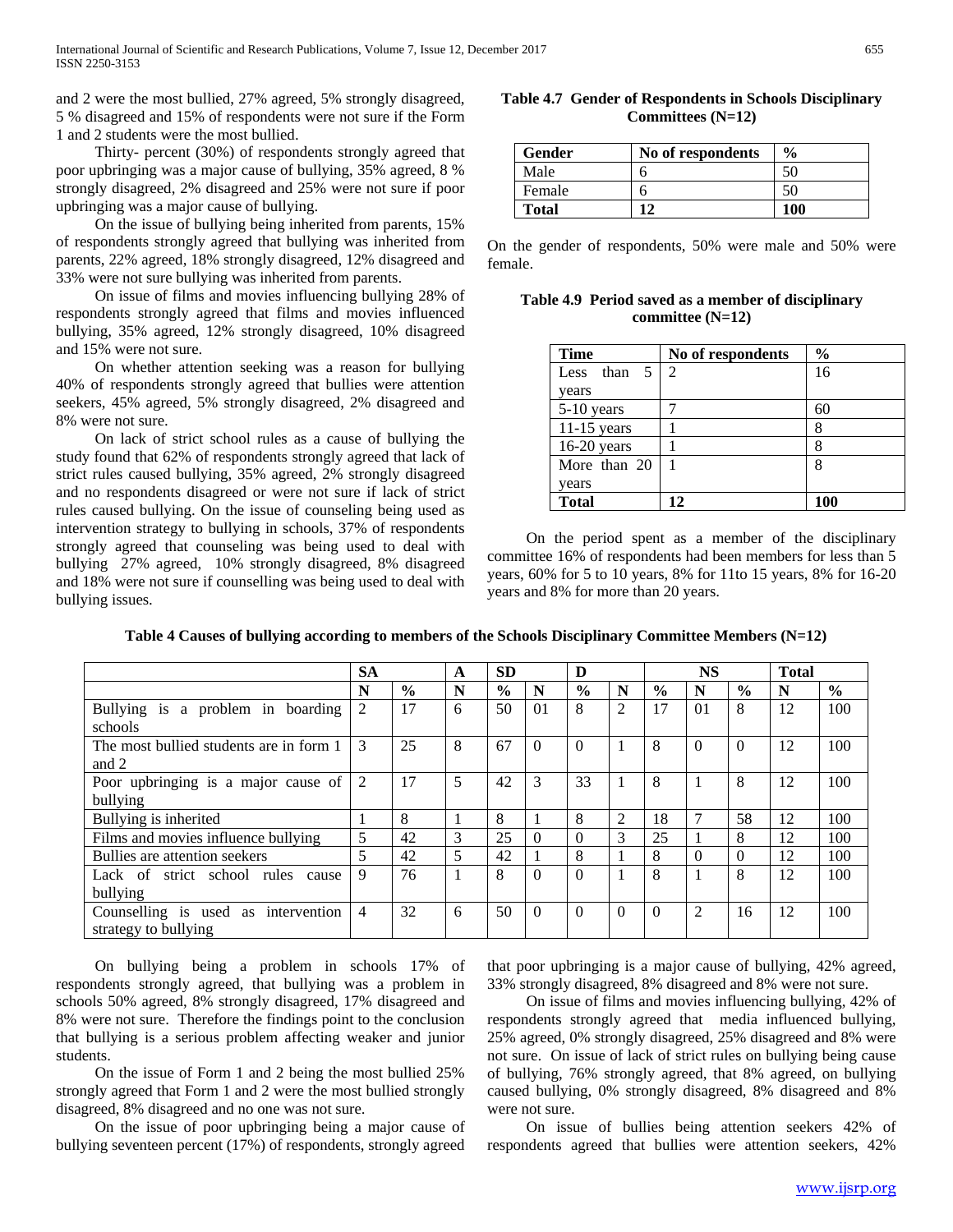and 2 were the most bullied, 27% agreed, 5% strongly disagreed, 5 % disagreed and 15% of respondents were not sure if the Form 1 and 2 students were the most bullied.

Thirty- percent (30%) of respondents strongly agreed that poor upbringing was a major cause of bullying, 35% agreed, 8 % strongly disagreed, 2% disagreed and 25% were not sure if poor upbringing was a major cause of bullying.

On the issue of bullying being inherited from parents, 15% of respondents strongly agreed that bullying was inherited from parents, 22% agreed, 18% strongly disagreed, 12% disagreed and 33% were not sure bullying was inherited from parents.

On issue of films and movies influencing bullying 28% of respondents strongly agreed that films and movies influenced bullying, 35% agreed, 12% strongly disagreed, 10% disagreed and 15% were not sure.

On whether attention seeking was a reason for bullying 40% of respondents strongly agreed that bullies were attention seekers, 45% agreed, 5% strongly disagreed, 2% disagreed and 8% were not sure.

On lack of strict school rules as a cause of bullying the study found that 62% of respondents strongly agreed that lack of strict rules caused bullying, 35% agreed, 2% strongly disagreed and no respondents disagreed or were not sure if lack of strict rules caused bullying. On the issue of counseling being used as intervention strategy to bullying in schools, 37% of respondents strongly agreed that counseling was being used to deal with bullying 27% agreed, 10% strongly disagreed, 8% disagreed and 18% were not sure if counselling was being used to deal with bullying issues.

**Table 4.7 Gender of Respondents in Schools Disciplinary Committees (N=12)**

| Gender | No of respondents | % |
|---|---|---|
| Male | 6 | 50 |
| Female | 6 | 50 |
| **Total** | **12** | **100** |

On the gender of respondents, 50% were male and 50% were female.

**Table 4.9 Period saved as a member of disciplinary committee (N=12)**

| Time | No of respondents | % |
|---|---|---|
| Less than 5 years | 2 | 16 |
| 5-10 years | 7 | 60 |
| 11-15 years | 1 | 8 |
| 16-20 years | 1 | 8 |
| More than 20 years | 1 | 8 |
| **Total** | **12** | **100** |

On the period spent as a member of the disciplinary committee 16% of respondents had been members for less than 5 years, 60% for 5 to 10 years, 8% for 11to 15 years, 8% for 16-20 years and 8% for more than 20 years.

**Table 4 Causes of bullying according to members of the Schools Disciplinary Committee Members (N=12)**

| | SA | | A | SD | | D | | NS | | | Total | |
|---|---|---|---|---|---|---|---|---|---|---|---|---|
| | N | % | N | % | N | % | N | % | N | % | N | % |
| Bullying is a problem in boarding schools | 2 | 17 | 6 | 50 | 01 | 8 | 2 | 17 | 01 | 8 | 12 | 100 |
| The most bullied students are in form 1 and 2 | 3 | 25 | 8 | 67 | 0 | 0 | 1 | 8 | 0 | 0 | 12 | 100 |
| Poor upbringing is a major cause of bullying | 2 | 17 | 5 | 42 | 3 | 33 | 1 | 8 | 1 | 8 | 12 | 100 |
| Bullying is inherited | 1 | 8 | 1 | 8 | 1 | 8 | 2 | 18 | 7 | 58 | 12 | 100 |
| Films and movies influence bullying | 5 | 42 | 3 | 25 | 0 | 0 | 3 | 25 | 1 | 8 | 12 | 100 |
| Bullies are attention seekers | 5 | 42 | 5 | 42 | 1 | 8 | 1 | 8 | 0 | 0 | 12 | 100 |
| Lack of strict school rules cause bullying | 9 | 76 | 1 | 8 | 0 | 0 | 1 | 8 | 1 | 8 | 12 | 100 |
| Counselling is used as intervention strategy to bullying | 4 | 32 | 6 | 50 | 0 | 0 | 0 | 0 | 2 | 16 | 12 | 100 |

On bullying being a problem in schools 17% of respondents strongly agreed, that bullying was a problem in schools 50% agreed, 8% strongly disagreed, 17% disagreed and 8% were not sure. Therefore the findings point to the conclusion that bullying is a serious problem affecting weaker and junior students.

On the issue of Form 1 and 2 being the most bullied 25% strongly agreed that Form 1 and 2 were the most bullied strongly disagreed, 8% disagreed and no one was not sure.

On the issue of poor upbringing being a major cause of bullying seventeen percent (17%) of respondents, strongly agreed that poor upbringing is a major cause of bullying, 42% agreed, 33% strongly disagreed, 8% disagreed and 8% were not sure.

On issue of films and movies influencing bullying, 42% of respondents strongly agreed that media influenced bullying, 25% agreed, 0% strongly disagreed, 25% disagreed and 8% were not sure. On issue of lack of strict rules on bullying being cause of bullying, 76% strongly agreed, that 8% agreed, on bullying caused bullying, 0% strongly disagreed, 8% disagreed and 8% were not sure.

On issue of bullies being attention seekers 42% of respondents agreed that bullies were attention seekers, 42%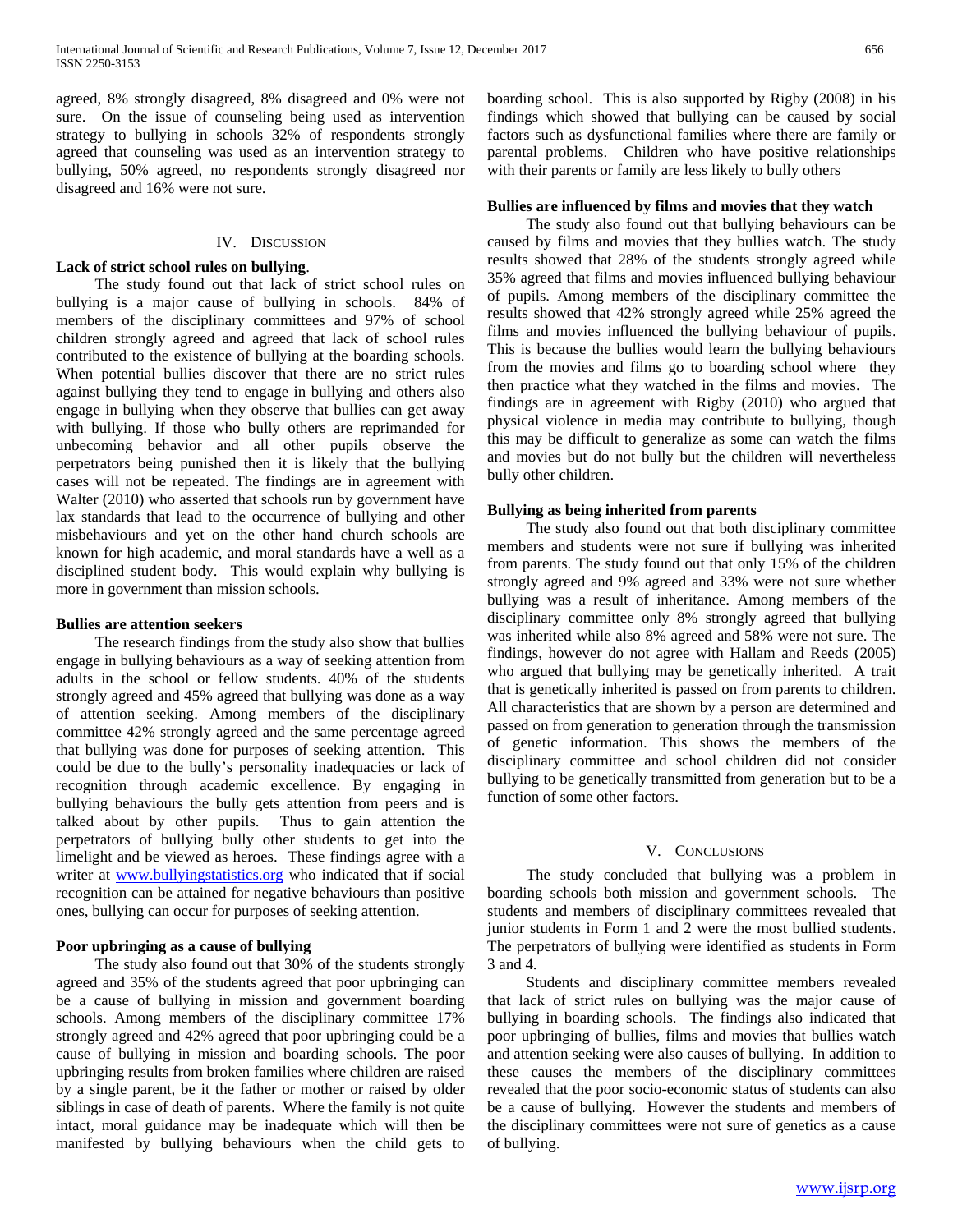agreed, 8% strongly disagreed, 8% disagreed and 0% were not sure. On the issue of counseling being used as intervention strategy to bullying in schools 32% of respondents strongly agreed that counseling was used as an intervention strategy to bullying, 50% agreed, no respondents strongly disagreed nor disagreed and 16% were not sure.

## IV. Discussion

**Lack of strict school rules on bullying**.

The study found out that lack of strict school rules on bullying is a major cause of bullying in schools. 84% of members of the disciplinary committees and 97% of school children strongly agreed and agreed that lack of school rules contributed to the existence of bullying at the boarding schools. When potential bullies discover that there are no strict rules against bullying they tend to engage in bullying and others also engage in bullying when they observe that bullies can get away with bullying. If those who bully others are reprimanded for unbecoming behavior and all other pupils observe the perpetrators being punished then it is likely that the bullying cases will not be repeated. The findings are in agreement with Walter (2010) who asserted that schools run by government have lax standards that lead to the occurrence of bullying and other misbehaviours and yet on the other hand church schools are known for high academic, and moral standards have a well as a disciplined student body. This would explain why bullying is more in government than mission schools.

**Bullies are attention seekers**

The research findings from the study also show that bullies engage in bullying behaviours as a way of seeking attention from adults in the school or fellow students. 40% of the students strongly agreed and 45% agreed that bullying was done as a way of attention seeking. Among members of the disciplinary committee 42% strongly agreed and the same percentage agreed that bullying was done for purposes of seeking attention. This could be due to the bully's personality inadequacies or lack of recognition through academic excellence. By engaging in bullying behaviours the bully gets attention from peers and is talked about by other pupils. Thus to gain attention the perpetrators of bullying bully other students to get into the limelight and be viewed as heroes. These findings agree with a writer at www.bullyingstatistics.org who indicated that if social recognition can be attained for negative behaviours than positive ones, bullying can occur for purposes of seeking attention.

**Poor upbringing as a cause of bullying**

The study also found out that 30% of the students strongly agreed and 35% of the students agreed that poor upbringing can be a cause of bullying in mission and government boarding schools. Among members of the disciplinary committee 17% strongly agreed and 42% agreed that poor upbringing could be a cause of bullying in mission and boarding schools. The poor upbringing results from broken families where children are raised by a single parent, be it the father or mother or raised by older siblings in case of death of parents. Where the family is not quite intact, moral guidance may be inadequate which will then be manifested by bullying behaviours when the child gets to boarding school. This is also supported by Rigby (2008) in his findings which showed that bullying can be caused by social factors such as dysfunctional families where there are family or parental problems. Children who have positive relationships with their parents or family are less likely to bully others

**Bullies are influenced by films and movies that they watch**

The study also found out that bullying behaviours can be caused by films and movies that they bullies watch. The study results showed that 28% of the students strongly agreed while 35% agreed that films and movies influenced bullying behaviour of pupils. Among members of the disciplinary committee the results showed that 42% strongly agreed while 25% agreed the films and movies influenced the bullying behaviour of pupils. This is because the bullies would learn the bullying behaviours from the movies and films go to boarding school where they then practice what they watched in the films and movies. The findings are in agreement with Rigby (2010) who argued that physical violence in media may contribute to bullying, though this may be difficult to generalize as some can watch the films and movies but do not bully but the children will nevertheless bully other children.

**Bullying as being inherited from parents**

The study also found out that both disciplinary committee members and students were not sure if bullying was inherited from parents. The study found out that only 15% of the children strongly agreed and 9% agreed and 33% were not sure whether bullying was a result of inheritance. Among members of the disciplinary committee only 8% strongly agreed that bullying was inherited while also 8% agreed and 58% were not sure. The findings, however do not agree with Hallam and Reeds (2005) who argued that bullying may be genetically inherited. A trait that is genetically inherited is passed on from parents to children. All characteristics that are shown by a person are determined and passed on from generation to generation through the transmission of genetic information. This shows the members of the disciplinary committee and school children did not consider bullying to be genetically transmitted from generation but to be a function of some other factors.

## V. Conclusions

The study concluded that bullying was a problem in boarding schools both mission and government schools. The students and members of disciplinary committees revealed that junior students in Form 1 and 2 were the most bullied students. The perpetrators of bullying were identified as students in Form 3 and 4.

Students and disciplinary committee members revealed that lack of strict rules on bullying was the major cause of bullying in boarding schools. The findings also indicated that poor upbringing of bullies, films and movies that bullies watch and attention seeking were also causes of bullying. In addition to these causes the members of the disciplinary committees revealed that the poor socio-economic status of students can also be a cause of bullying. However the students and members of the disciplinary committees were not sure of genetics as a cause of bullying.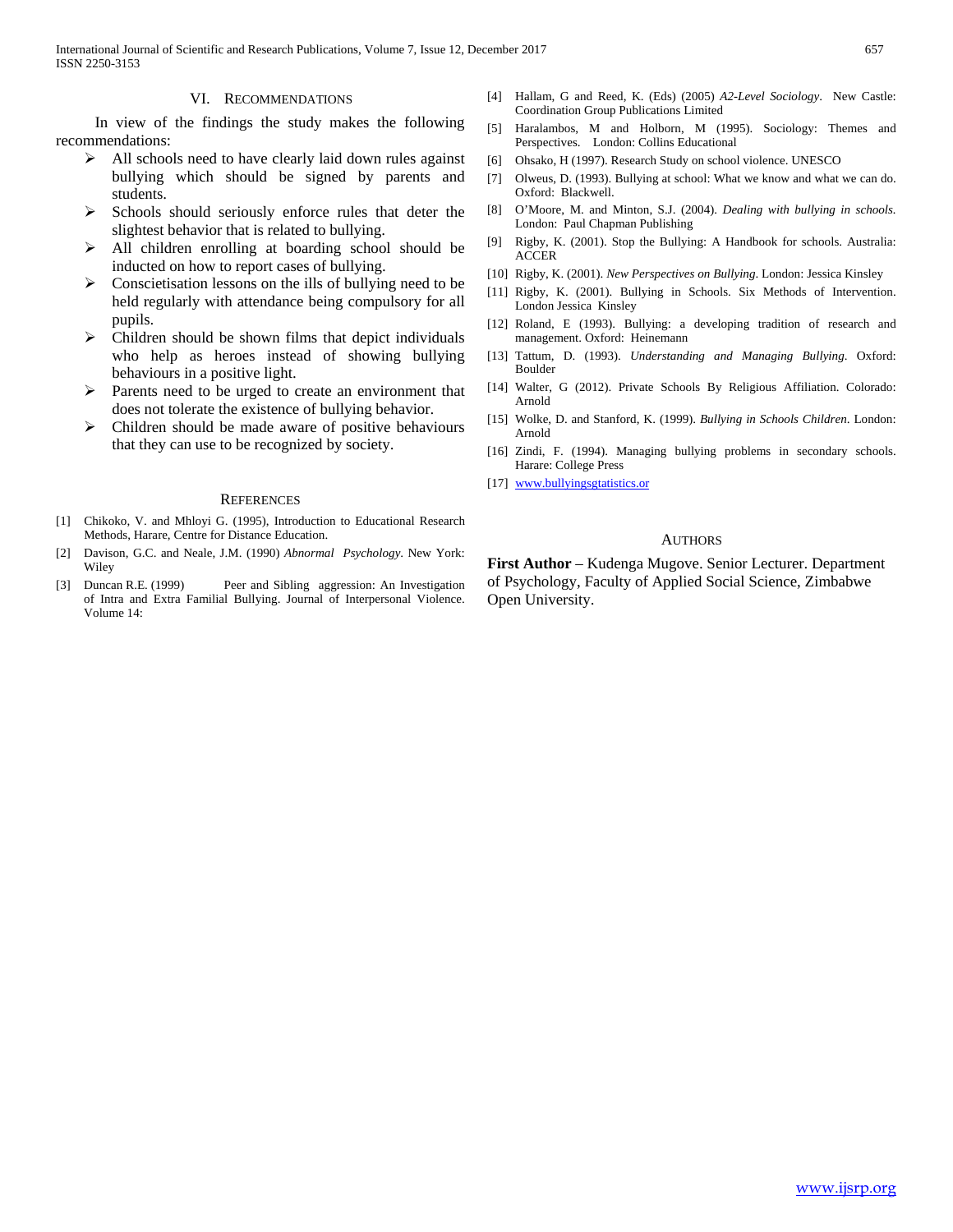## VI. Recommendations

In view of the findings the study makes the following recommendations:

- All schools need to have clearly laid down rules against bullying which should be signed by parents and students.
- Schools should seriously enforce rules that deter the slightest behavior that is related to bullying.
- All children enrolling at boarding school should be inducted on how to report cases of bullying.
- Conscietisation lessons on the ills of bullying need to be held regularly with attendance being compulsory for all pupils.
- Children should be shown films that depict individuals who help as heroes instead of showing bullying behaviours in a positive light.
- Parents need to be urged to create an environment that does not tolerate the existence of bullying behavior.
- Children should be made aware of positive behaviours that they can use to be recognized by society.

## References

[1] Chikoko, V. and Mhloyi G. (1995), Introduction to Educational Research Methods, Harare, Centre for Distance Education.

[2] Davison, G.C. and Neale, J.M. (1990) *Abnormal Psychology*. New York: Wiley

[3] Duncan R.E. (1999) Peer and Sibling aggression: An Investigation of Intra and Extra Familial Bullying. Journal of Interpersonal Violence. Volume 14:

[4] Hallam, G and Reed, K. (Eds) (2005) *A2-Level Sociology*. New Castle: Coordination Group Publications Limited

[5] Haralambos, M and Holborn, M (1995). Sociology: Themes and Perspectives. London: Collins Educational

[6] Ohsako, H (1997). Research Study on school violence. UNESCO

[7] Olweus, D. (1993). Bullying at school: What we know and what we can do. Oxford: Blackwell.

[8] O'Moore, M. and Minton, S.J. (2004). *Dealing with bullying in schools*. London: Paul Chapman Publishing

[9] Rigby, K. (2001). Stop the Bullying: A Handbook for schools. Australia: ACCER

[10] Rigby, K. (2001). *New Perspectives on Bullying*. London: Jessica Kinsley

[11] Rigby, K. (2001). Bullying in Schools. Six Methods of Intervention. London Jessica Kinsley

[12] Roland, E (1993). Bullying: a developing tradition of research and management. Oxford: Heinemann

[13] Tattum, D. (1993). *Understanding and Managing Bullying*. Oxford: Boulder

[14] Walter, G (2012). Private Schools By Religious Affiliation. Colorado: Arnold

[15] Wolke, D. and Stanford, K. (1999). *Bullying in Schools Children*. London: Arnold

[16] Zindi, F. (1994). Managing bullying problems in secondary schools. Harare: College Press

[17] www.bullyingsgtatistics.or

## Authors

**First Author** – Kudenga Mugove. Senior Lecturer. Department of Psychology, Faculty of Applied Social Science, Zimbabwe Open University.